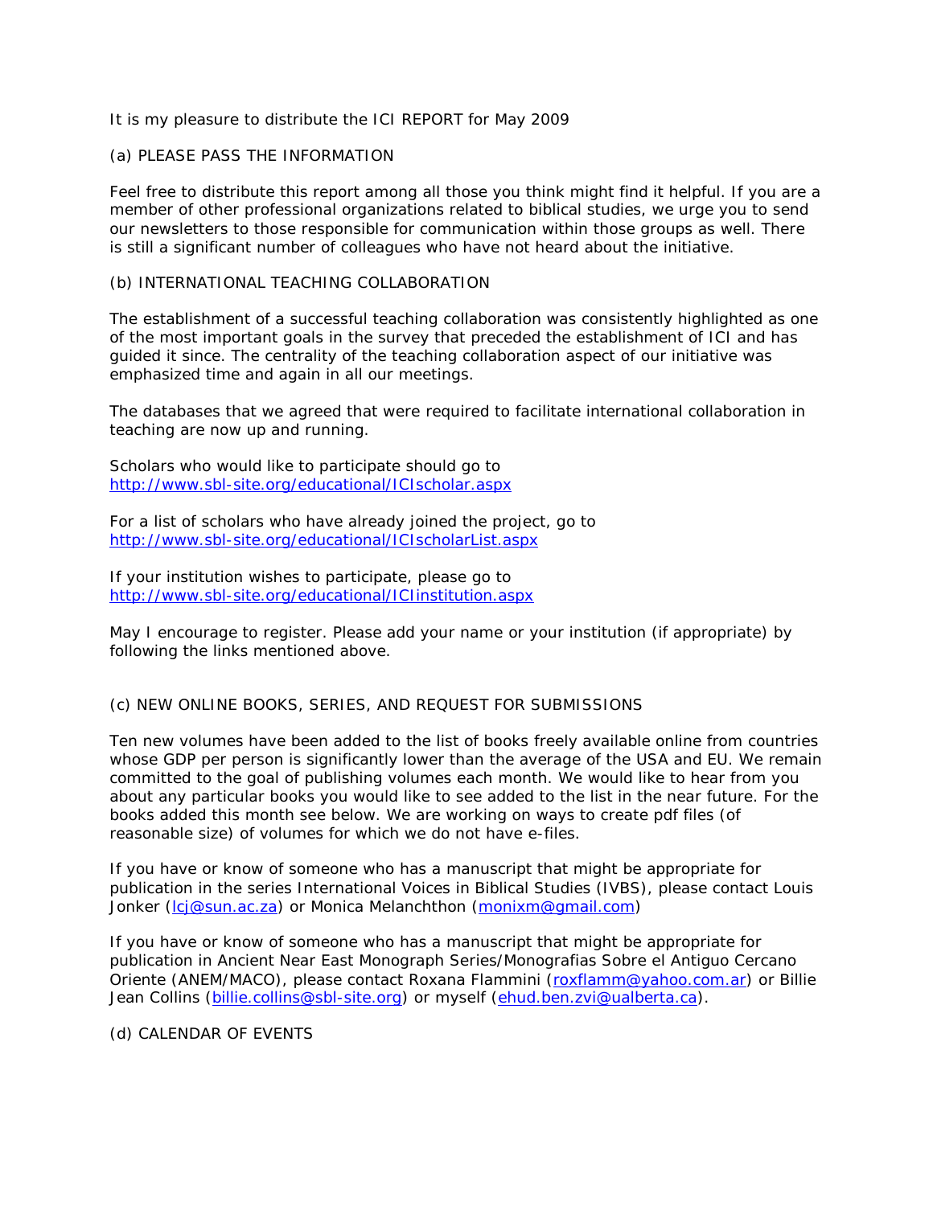It is my pleasure to distribute the ICI REPORT for May 2009

(a) PLEASE PASS THE INFORMATION

Feel free to distribute this report among all those you think might find it helpful. If you are a member of other professional organizations related to biblical studies, we urge you to send our newsletters to those responsible for communication within those groups as well. There is still a significant number of colleagues who have not heard about the initiative.

(b) INTERNATIONAL TEACHING COLLABORATION

The establishment of a successful teaching collaboration was consistently highlighted as one of the most important goals in the survey that preceded the establishment of ICI and has guided it since. The centrality of the teaching collaboration aspect of our initiative was emphasized time and again in all our meetings.

The databases that we agreed that were required to facilitate international collaboration in teaching are now up and running.

Scholars who would like to participate should go to
http://www.sbl-site.org/educational/ICIscholar.aspx

For a list of scholars who have already joined the project, go to
http://www.sbl-site.org/educational/ICIscholarList.aspx

If your institution wishes to participate, please go to
http://www.sbl-site.org/educational/ICIinstitution.aspx

May I encourage to register. Please add your name or your institution (if appropriate) by following the links mentioned above.

(c) NEW ONLINE BOOKS, SERIES, AND REQUEST FOR SUBMISSIONS

Ten new volumes have been added to the list of books freely available online from countries whose GDP per person is significantly lower than the average of the USA and EU. We remain committed to the goal of publishing volumes each month. We would like to hear from you about any particular books you would like to see added to the list in the near future. For the books added this month see below. We are working on ways to create pdf files (of reasonable size) of volumes for which we do not have e-files.

If you have or know of someone who has a manuscript that might be appropriate for publication in the series International Voices in Biblical Studies (IVBS), please contact Louis Jonker (lcj@sun.ac.za) or Monica Melanchthon (monixm@gmail.com)

If you have or know of someone who has a manuscript that might be appropriate for publication in Ancient Near East Monograph Series/Monografias Sobre el Antiguo Cercano Oriente (ANEM/MACO), please contact Roxana Flammini (roxflamm@yahoo.com.ar) or Billie Jean Collins (billie.collins@sbl-site.org) or myself (ehud.ben.zvi@ualberta.ca).

(d) CALENDAR OF EVENTS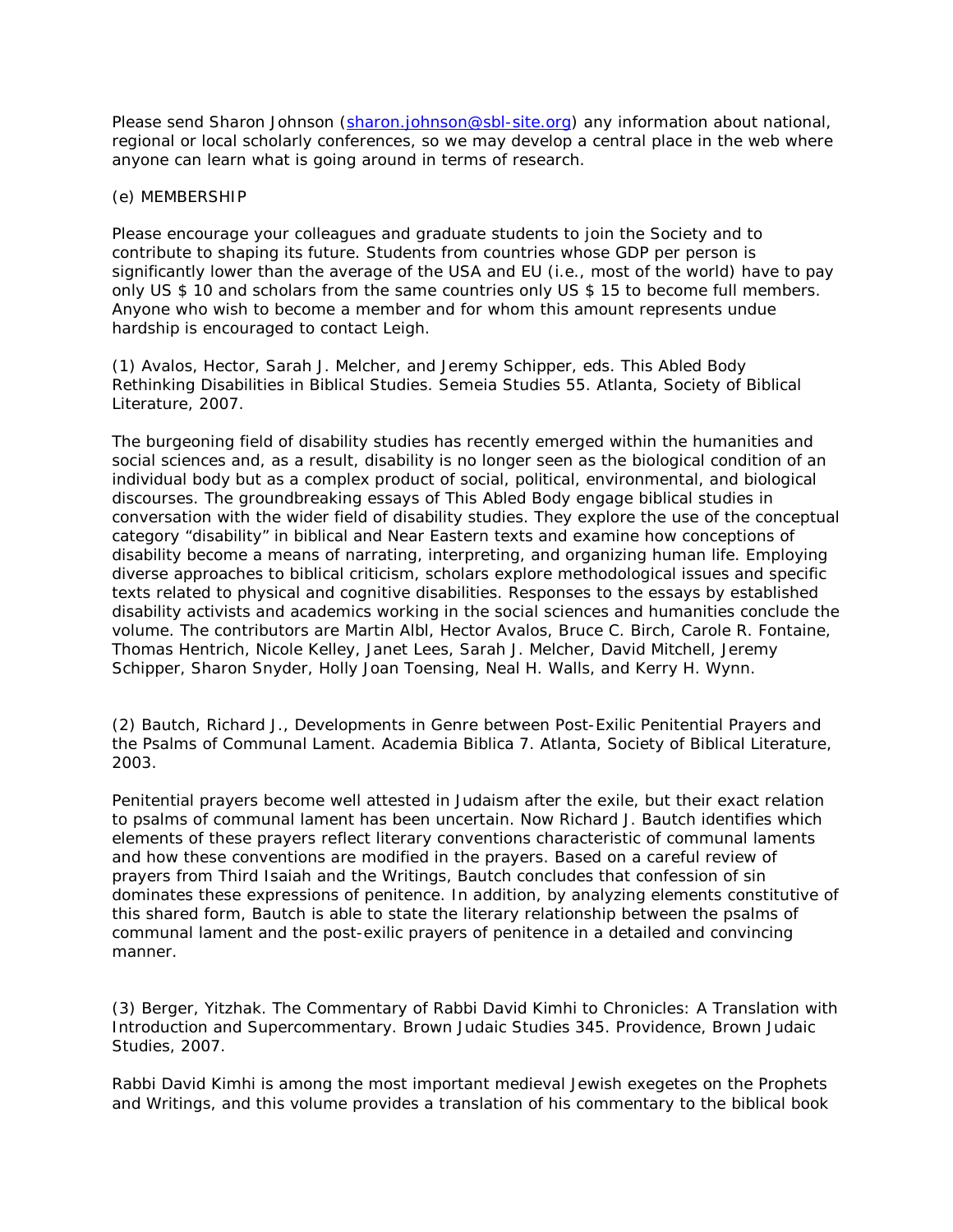Please send Sharon Johnson (sharon.johnson@sbl-site.org) any information about national, regional or local scholarly conferences, so we may develop a central place in the web where anyone can learn what is going around in terms of research.

(e) MEMBERSHIP

Please encourage your colleagues and graduate students to join the Society and to contribute to shaping its future. Students from countries whose GDP per person is significantly lower than the average of the USA and EU (i.e., most of the world) have to pay only US $ 10 and scholars from the same countries only US $ 15 to become full members. Anyone who wish to become a member and for whom this amount represents undue hardship is encouraged to contact Leigh.

(1) Avalos, Hector, Sarah J. Melcher, and Jeremy Schipper, eds. This Abled Body Rethinking Disabilities in Biblical Studies. Semeia Studies 55. Atlanta, Society of Biblical Literature, 2007.

The burgeoning field of disability studies has recently emerged within the humanities and social sciences and, as a result, disability is no longer seen as the biological condition of an individual body but as a complex product of social, political, environmental, and biological discourses. The groundbreaking essays of This Abled Body engage biblical studies in conversation with the wider field of disability studies. They explore the use of the conceptual category "disability" in biblical and Near Eastern texts and examine how conceptions of disability become a means of narrating, interpreting, and organizing human life. Employing diverse approaches to biblical criticism, scholars explore methodological issues and specific texts related to physical and cognitive disabilities. Responses to the essays by established disability activists and academics working in the social sciences and humanities conclude the volume. The contributors are Martin Albl, Hector Avalos, Bruce C. Birch, Carole R. Fontaine, Thomas Hentrich, Nicole Kelley, Janet Lees, Sarah J. Melcher, David Mitchell, Jeremy Schipper, Sharon Snyder, Holly Joan Toensing, Neal H. Walls, and Kerry H. Wynn.

(2) Bautch, Richard J., Developments in Genre between Post-Exilic Penitential Prayers and the Psalms of Communal Lament. Academia Biblica 7. Atlanta, Society of Biblical Literature, 2003.

Penitential prayers become well attested in Judaism after the exile, but their exact relation to psalms of communal lament has been uncertain. Now Richard J. Bautch identifies which elements of these prayers reflect literary conventions characteristic of communal laments and how these conventions are modified in the prayers. Based on a careful review of prayers from Third Isaiah and the Writings, Bautch concludes that confession of sin dominates these expressions of penitence. In addition, by analyzing elements constitutive of this shared form, Bautch is able to state the literary relationship between the psalms of communal lament and the post-exilic prayers of penitence in a detailed and convincing manner.

(3) Berger, Yitzhak. The Commentary of Rabbi David Kimhi to Chronicles: A Translation with Introduction and Supercommentary. Brown Judaic Studies 345. Providence, Brown Judaic Studies, 2007.

Rabbi David Kimhi is among the most important medieval Jewish exegetes on the Prophets and Writings, and this volume provides a translation of his commentary to the biblical book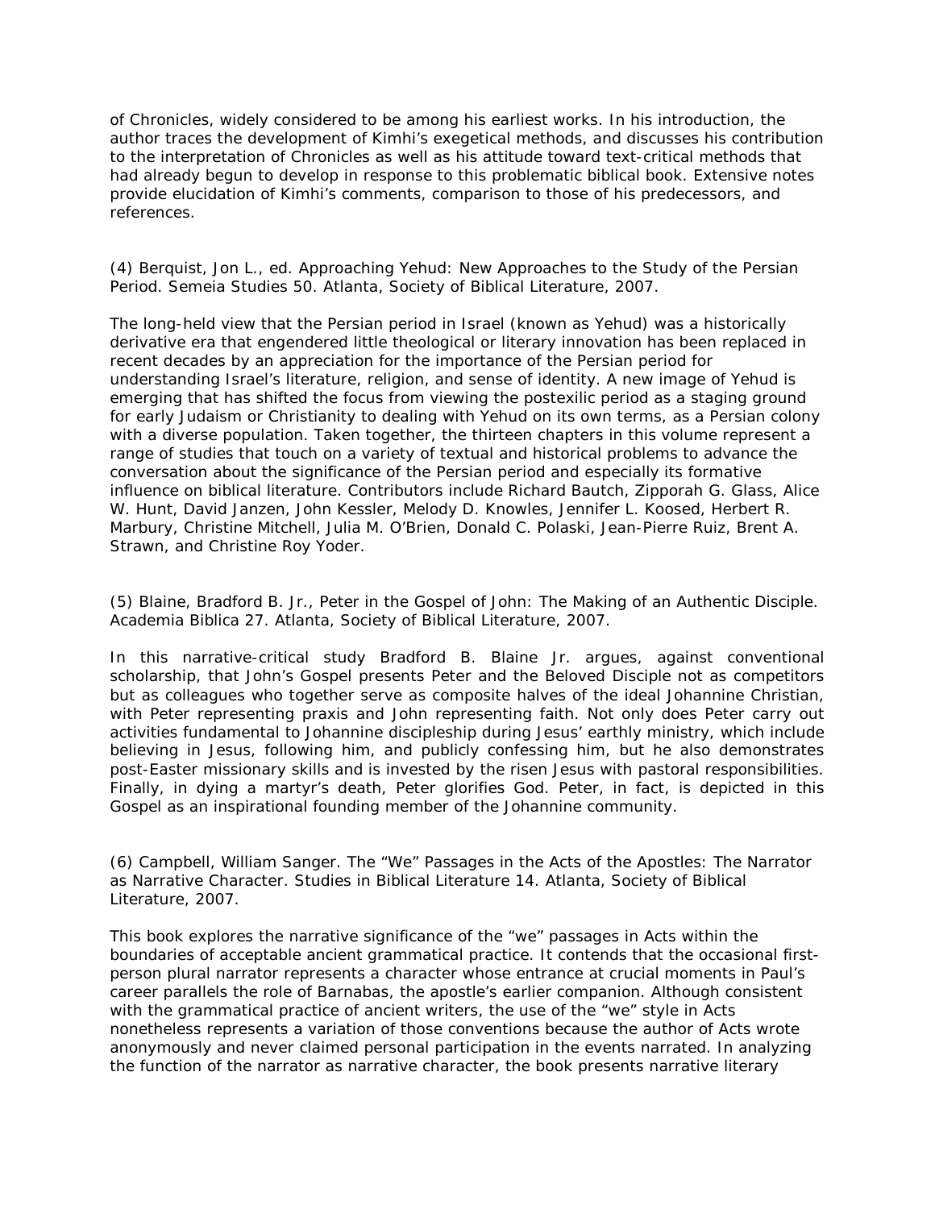of Chronicles, widely considered to be among his earliest works. In his introduction, the author traces the development of Kimhi's exegetical methods, and discusses his contribution to the interpretation of Chronicles as well as his attitude toward text-critical methods that had already begun to develop in response to this problematic biblical book. Extensive notes provide elucidation of Kimhi's comments, comparison to those of his predecessors, and references.

(4) Berquist, Jon L., ed. Approaching Yehud: New Approaches to the Study of the Persian Period. Semeia Studies 50. Atlanta, Society of Biblical Literature, 2007.

The long-held view that the Persian period in Israel (known as Yehud) was a historically derivative era that engendered little theological or literary innovation has been replaced in recent decades by an appreciation for the importance of the Persian period for understanding Israel's literature, religion, and sense of identity. A new image of Yehud is emerging that has shifted the focus from viewing the postexilic period as a staging ground for early Judaism or Christianity to dealing with Yehud on its own terms, as a Persian colony with a diverse population. Taken together, the thirteen chapters in this volume represent a range of studies that touch on a variety of textual and historical problems to advance the conversation about the significance of the Persian period and especially its formative influence on biblical literature. Contributors include Richard Bautch, Zipporah G. Glass, Alice W. Hunt, David Janzen, John Kessler, Melody D. Knowles, Jennifer L. Koosed, Herbert R. Marbury, Christine Mitchell, Julia M. O'Brien, Donald C. Polaski, Jean-Pierre Ruiz, Brent A. Strawn, and Christine Roy Yoder.

(5) Blaine, Bradford B. Jr., Peter in the Gospel of John: The Making of an Authentic Disciple. Academia Biblica 27. Atlanta, Society of Biblical Literature, 2007.

In this narrative-critical study Bradford B. Blaine Jr. argues, against conventional scholarship, that John's Gospel presents Peter and the Beloved Disciple not as competitors but as colleagues who together serve as composite halves of the ideal Johannine Christian, with Peter representing praxis and John representing faith. Not only does Peter carry out activities fundamental to Johannine discipleship during Jesus' earthly ministry, which include believing in Jesus, following him, and publicly confessing him, but he also demonstrates post-Easter missionary skills and is invested by the risen Jesus with pastoral responsibilities. Finally, in dying a martyr's death, Peter glorifies God. Peter, in fact, is depicted in this Gospel as an inspirational founding member of the Johannine community.

(6) Campbell, William Sanger. The "We" Passages in the Acts of the Apostles: The Narrator as Narrative Character. Studies in Biblical Literature 14. Atlanta, Society of Biblical Literature, 2007.

This book explores the narrative significance of the "we" passages in Acts within the boundaries of acceptable ancient grammatical practice. It contends that the occasional first-person plural narrator represents a character whose entrance at crucial moments in Paul's career parallels the role of Barnabas, the apostle's earlier companion. Although consistent with the grammatical practice of ancient writers, the use of the "we" style in Acts nonetheless represents a variation of those conventions because the author of Acts wrote anonymously and never claimed personal participation in the events narrated. In analyzing the function of the narrator as narrative character, the book presents narrative literary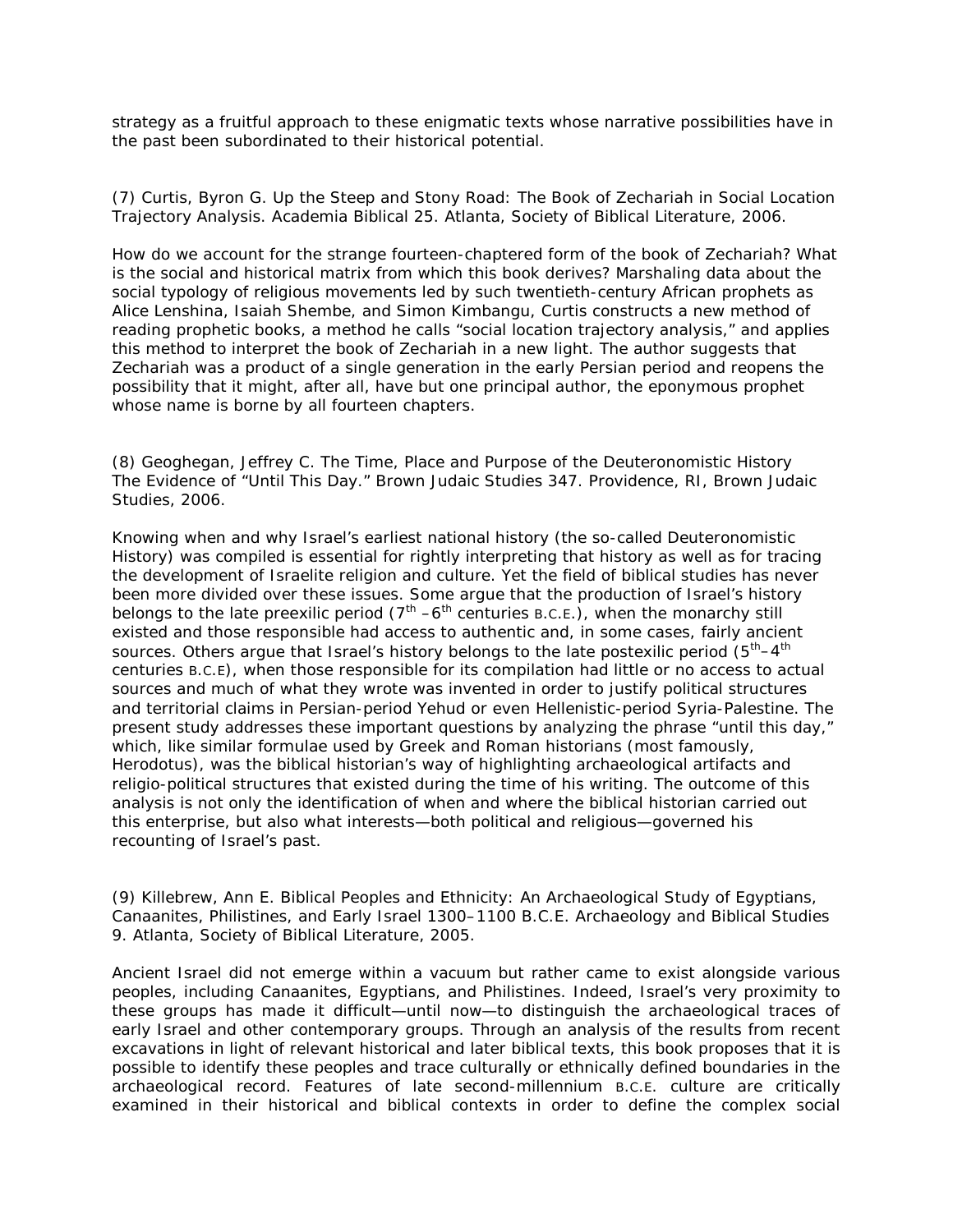strategy as a fruitful approach to these enigmatic texts whose narrative possibilities have in the past been subordinated to their historical potential.

(7) Curtis, Byron G. Up the Steep and Stony Road: The Book of Zechariah in Social Location Trajectory Analysis. Academia Biblical 25. Atlanta, Society of Biblical Literature, 2006.

How do we account for the strange fourteen-chaptered form of the book of Zechariah? What is the social and historical matrix from which this book derives? Marshaling data about the social typology of religious movements led by such twentieth-century African prophets as Alice Lenshina, Isaiah Shembe, and Simon Kimbangu, Curtis constructs a new method of reading prophetic books, a method he calls "social location trajectory analysis," and applies this method to interpret the book of Zechariah in a new light. The author suggests that Zechariah was a product of a single generation in the early Persian period and reopens the possibility that it might, after all, have but one principal author, the eponymous prophet whose name is borne by all fourteen chapters.

(8) Geoghegan, Jeffrey C. The Time, Place and Purpose of the Deuteronomistic History The Evidence of "Until This Day." Brown Judaic Studies 347. Providence, RI, Brown Judaic Studies, 2006.

Knowing when and why Israel's earliest national history (the so-called Deuteronomistic History) was compiled is essential for rightly interpreting that history as well as for tracing the development of Israelite religion and culture. Yet the field of biblical studies has never been more divided over these issues. Some argue that the production of Israel's history belongs to the late preexilic period (7th –6th centuries B.C.E.), when the monarchy still existed and those responsible had access to authentic and, in some cases, fairly ancient sources. Others argue that Israel's history belongs to the late postexilic period (5th–4th centuries B.C.E), when those responsible for its compilation had little or no access to actual sources and much of what they wrote was invented in order to justify political structures and territorial claims in Persian-period Yehud or even Hellenistic-period Syria-Palestine. The present study addresses these important questions by analyzing the phrase "until this day," which, like similar formulae used by Greek and Roman historians (most famously, Herodotus), was the biblical historian's way of highlighting archaeological artifacts and religio-political structures that existed during the time of his writing. The outcome of this analysis is not only the identification of when and where the biblical historian carried out this enterprise, but also what interests—both political and religious—governed his recounting of Israel's past.

(9) Killebrew, Ann E. Biblical Peoples and Ethnicity: An Archaeological Study of Egyptians, Canaanites, Philistines, and Early Israel 1300–1100 B.C.E. Archaeology and Biblical Studies 9. Atlanta, Society of Biblical Literature, 2005.

Ancient Israel did not emerge within a vacuum but rather came to exist alongside various peoples, including Canaanites, Egyptians, and Philistines. Indeed, Israel's very proximity to these groups has made it difficult—until now—to distinguish the archaeological traces of early Israel and other contemporary groups. Through an analysis of the results from recent excavations in light of relevant historical and later biblical texts, this book proposes that it is possible to identify these peoples and trace culturally or ethnically defined boundaries in the archaeological record. Features of late second-millennium B.C.E. culture are critically examined in their historical and biblical contexts in order to define the complex social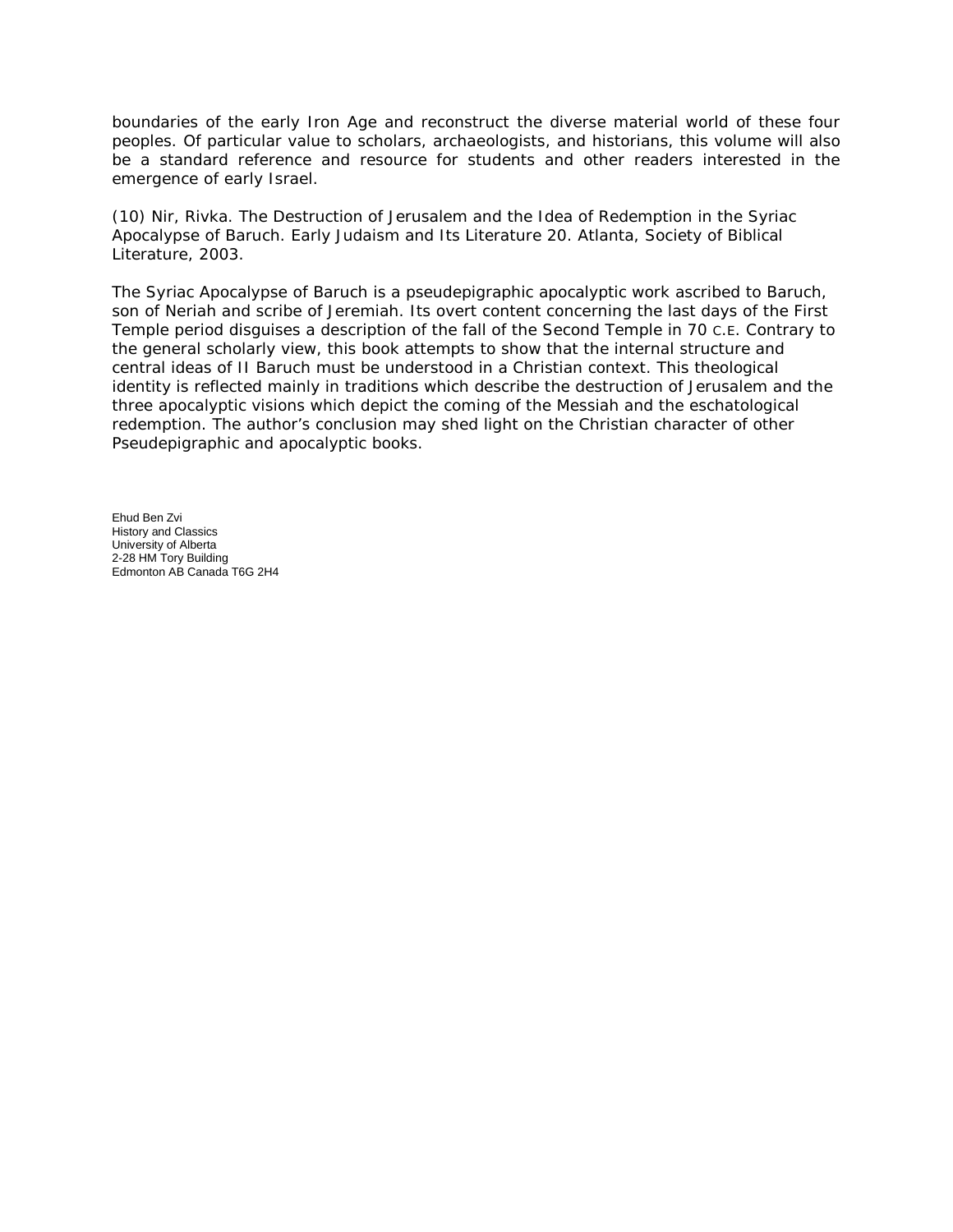boundaries of the early Iron Age and reconstruct the diverse material world of these four peoples. Of particular value to scholars, archaeologists, and historians, this volume will also be a standard reference and resource for students and other readers interested in the emergence of early Israel.

(10) Nir, Rivka. The Destruction of Jerusalem and the Idea of Redemption in the Syriac Apocalypse of Baruch. Early Judaism and Its Literature 20. Atlanta, Society of Biblical Literature, 2003.

The Syriac Apocalypse of Baruch is a pseudepigraphic apocalyptic work ascribed to Baruch, son of Neriah and scribe of Jeremiah. Its overt content concerning the last days of the First Temple period disguises a description of the fall of the Second Temple in 70 C.E. Contrary to the general scholarly view, this book attempts to show that the internal structure and central ideas of II Baruch must be understood in a Christian context. This theological identity is reflected mainly in traditions which describe the destruction of Jerusalem and the three apocalyptic visions which depict the coming of the Messiah and the eschatological redemption. The author's conclusion may shed light on the Christian character of other Pseudepigraphic and apocalyptic books.

Ehud Ben Zvi
History and Classics
University of Alberta
2-28 HM Tory Building
Edmonton AB Canada T6G 2H4